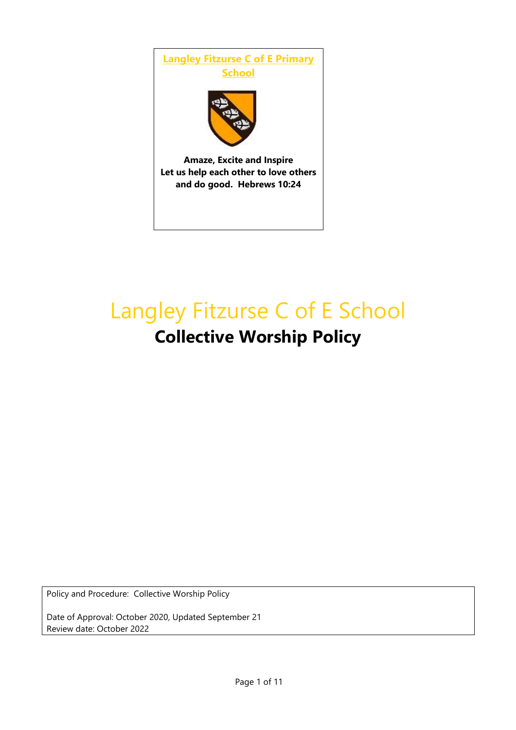**Langley Fitzurse C of E Primary School**

**Amaze, Excite and Inspire**
**Let us help each other to love others and do good. Hebrews 10:24**

# Langley Fitzurse C of E School

## Collective Worship Policy

Policy and Procedure: Collective Worship Policy

Date of Approval: October 2020, Updated September 21
Review date: October 2022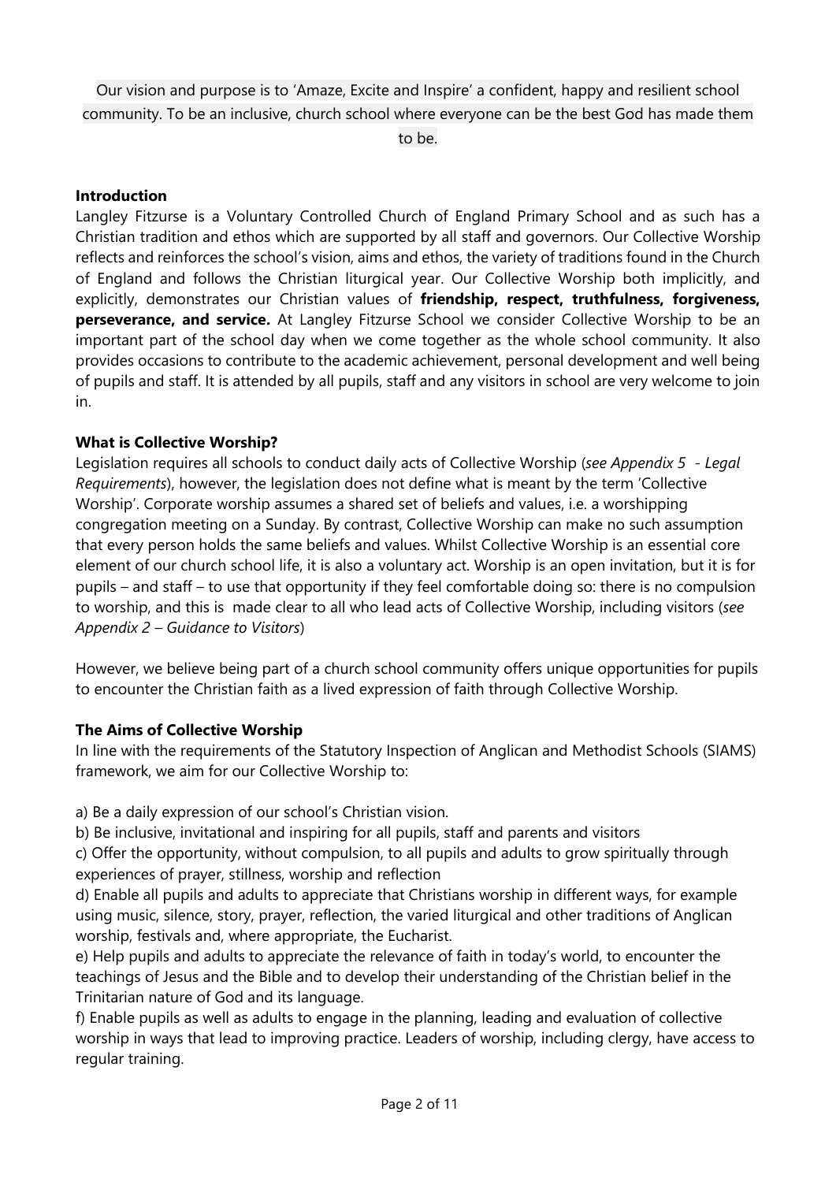Our vision and purpose is to 'Amaze, Excite and Inspire' a confident, happy and resilient school community. To be an inclusive, church school where everyone can be the best God has made them to be.

**Introduction**

Langley Fitzurse is a Voluntary Controlled Church of England Primary School and as such has a Christian tradition and ethos which are supported by all staff and governors. Our Collective Worship reflects and reinforces the school's vision, aims and ethos, the variety of traditions found in the Church of England and follows the Christian liturgical year. Our Collective Worship both implicitly, and explicitly, demonstrates our Christian values of **friendship, respect, truthfulness, forgiveness, perseverance, and service.** At Langley Fitzurse School we consider Collective Worship to be an important part of the school day when we come together as the whole school community. It also provides occasions to contribute to the academic achievement, personal development and well being of pupils and staff. It is attended by all pupils, staff and any visitors in school are very welcome to join in.

**What is Collective Worship?**

Legislation requires all schools to conduct daily acts of Collective Worship (*see Appendix 5 - Legal Requirements*), however, the legislation does not define what is meant by the term 'Collective Worship'. Corporate worship assumes a shared set of beliefs and values, i.e. a worshipping congregation meeting on a Sunday. By contrast, Collective Worship can make no such assumption that every person holds the same beliefs and values. Whilst Collective Worship is an essential core element of our church school life, it is also a voluntary act. Worship is an open invitation, but it is for pupils – and staff – to use that opportunity if they feel comfortable doing so: there is no compulsion to worship, and this is made clear to all who lead acts of Collective Worship, including visitors (*see Appendix 2 – Guidance to Visitors*)

However, we believe being part of a church school community offers unique opportunities for pupils to encounter the Christian faith as a lived expression of faith through Collective Worship.

**The Aims of Collective Worship**

In line with the requirements of the Statutory Inspection of Anglican and Methodist Schools (SIAMS) framework, we aim for our Collective Worship to:

a) Be a daily expression of our school's Christian vision.

b) Be inclusive, invitational and inspiring for all pupils, staff and parents and visitors

c) Offer the opportunity, without compulsion, to all pupils and adults to grow spiritually through experiences of prayer, stillness, worship and reflection

d) Enable all pupils and adults to appreciate that Christians worship in different ways, for example using music, silence, story, prayer, reflection, the varied liturgical and other traditions of Anglican worship, festivals and, where appropriate, the Eucharist.

e) Help pupils and adults to appreciate the relevance of faith in today's world, to encounter the teachings of Jesus and the Bible and to develop their understanding of the Christian belief in the Trinitarian nature of God and its language.

f) Enable pupils as well as adults to engage in the planning, leading and evaluation of collective worship in ways that lead to improving practice. Leaders of worship, including clergy, have access to regular training.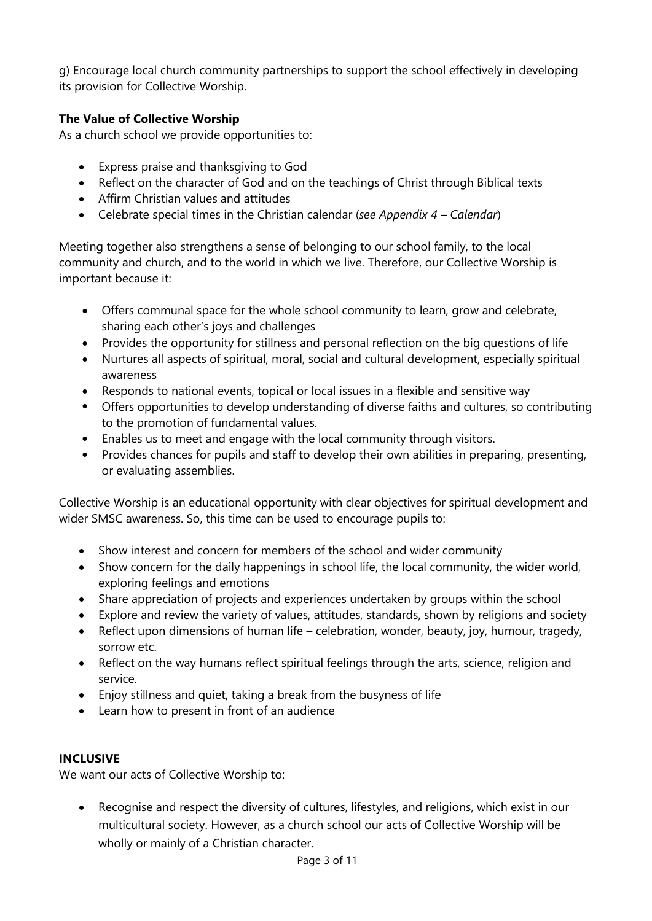g) Encourage local church community partnerships to support the school effectively in developing its provision for Collective Worship.

**The Value of Collective Worship**

As a church school we provide opportunities to:

- Express praise and thanksgiving to God
- Reflect on the character of God and on the teachings of Christ through Biblical texts
- Affirm Christian values and attitudes
- Celebrate special times in the Christian calendar (*see Appendix 4 – Calendar*)

Meeting together also strengthens a sense of belonging to our school family, to the local community and church, and to the world in which we live. Therefore, our Collective Worship is important because it:

- Offers communal space for the whole school community to learn, grow and celebrate, sharing each other's joys and challenges
- Provides the opportunity for stillness and personal reflection on the big questions of life
- Nurtures all aspects of spiritual, moral, social and cultural development, especially spiritual awareness
- Responds to national events, topical or local issues in a flexible and sensitive way
- Offers opportunities to develop understanding of diverse faiths and cultures, so contributing to the promotion of fundamental values.
- Enables us to meet and engage with the local community through visitors.
- Provides chances for pupils and staff to develop their own abilities in preparing, presenting, or evaluating assemblies.

Collective Worship is an educational opportunity with clear objectives for spiritual development and wider SMSC awareness. So, this time can be used to encourage pupils to:

- Show interest and concern for members of the school and wider community
- Show concern for the daily happenings in school life, the local community, the wider world, exploring feelings and emotions
- Share appreciation of projects and experiences undertaken by groups within the school
- Explore and review the variety of values, attitudes, standards, shown by religions and society
- Reflect upon dimensions of human life – celebration, wonder, beauty, joy, humour, tragedy, sorrow etc.
- Reflect on the way humans reflect spiritual feelings through the arts, science, religion and service.
- Enjoy stillness and quiet, taking a break from the busyness of life
- Learn how to present in front of an audience

**INCLUSIVE**

We want our acts of Collective Worship to:

- Recognise and respect the diversity of cultures, lifestyles, and religions, which exist in our multicultural society. However, as a church school our acts of Collective Worship will be wholly or mainly of a Christian character.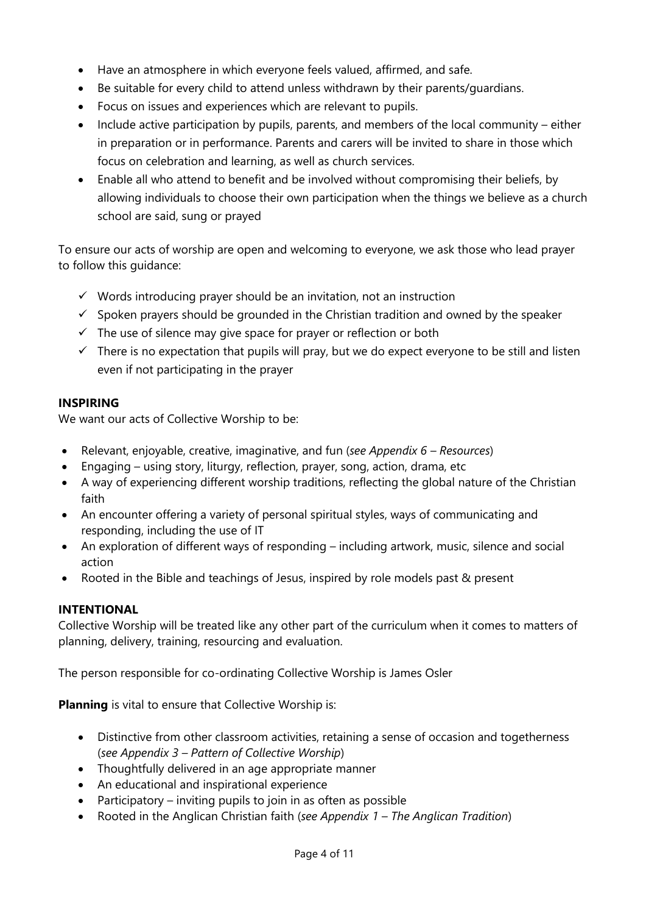- Have an atmosphere in which everyone feels valued, affirmed, and safe.
- Be suitable for every child to attend unless withdrawn by their parents/guardians.
- Focus on issues and experiences which are relevant to pupils.
- Include active participation by pupils, parents, and members of the local community – either in preparation or in performance. Parents and carers will be invited to share in those which focus on celebration and learning, as well as church services.
- Enable all who attend to benefit and be involved without compromising their beliefs, by allowing individuals to choose their own participation when the things we believe as a church school are said, sung or prayed

To ensure our acts of worship are open and welcoming to everyone, we ask those who lead prayer to follow this guidance:

- ✓ Words introducing prayer should be an invitation, not an instruction
- ✓ Spoken prayers should be grounded in the Christian tradition and owned by the speaker
- ✓ The use of silence may give space for prayer or reflection or both
- ✓ There is no expectation that pupils will pray, but we do expect everyone to be still and listen even if not participating in the prayer

**INSPIRING**

We want our acts of Collective Worship to be:

- Relevant, enjoyable, creative, imaginative, and fun (*see Appendix 6 – Resources*)
- Engaging – using story, liturgy, reflection, prayer, song, action, drama, etc
- A way of experiencing different worship traditions, reflecting the global nature of the Christian faith
- An encounter offering a variety of personal spiritual styles, ways of communicating and responding, including the use of IT
- An exploration of different ways of responding – including artwork, music, silence and social action
- Rooted in the Bible and teachings of Jesus, inspired by role models past & present

**INTENTIONAL**

Collective Worship will be treated like any other part of the curriculum when it comes to matters of planning, delivery, training, resourcing and evaluation.

The person responsible for co-ordinating Collective Worship is James Osler

**Planning** is vital to ensure that Collective Worship is:

- Distinctive from other classroom activities, retaining a sense of occasion and togetherness (*see Appendix 3 – Pattern of Collective Worship*)
- Thoughtfully delivered in an age appropriate manner
- An educational and inspirational experience
- Participatory – inviting pupils to join in as often as possible
- Rooted in the Anglican Christian faith (*see Appendix 1 – The Anglican Tradition*)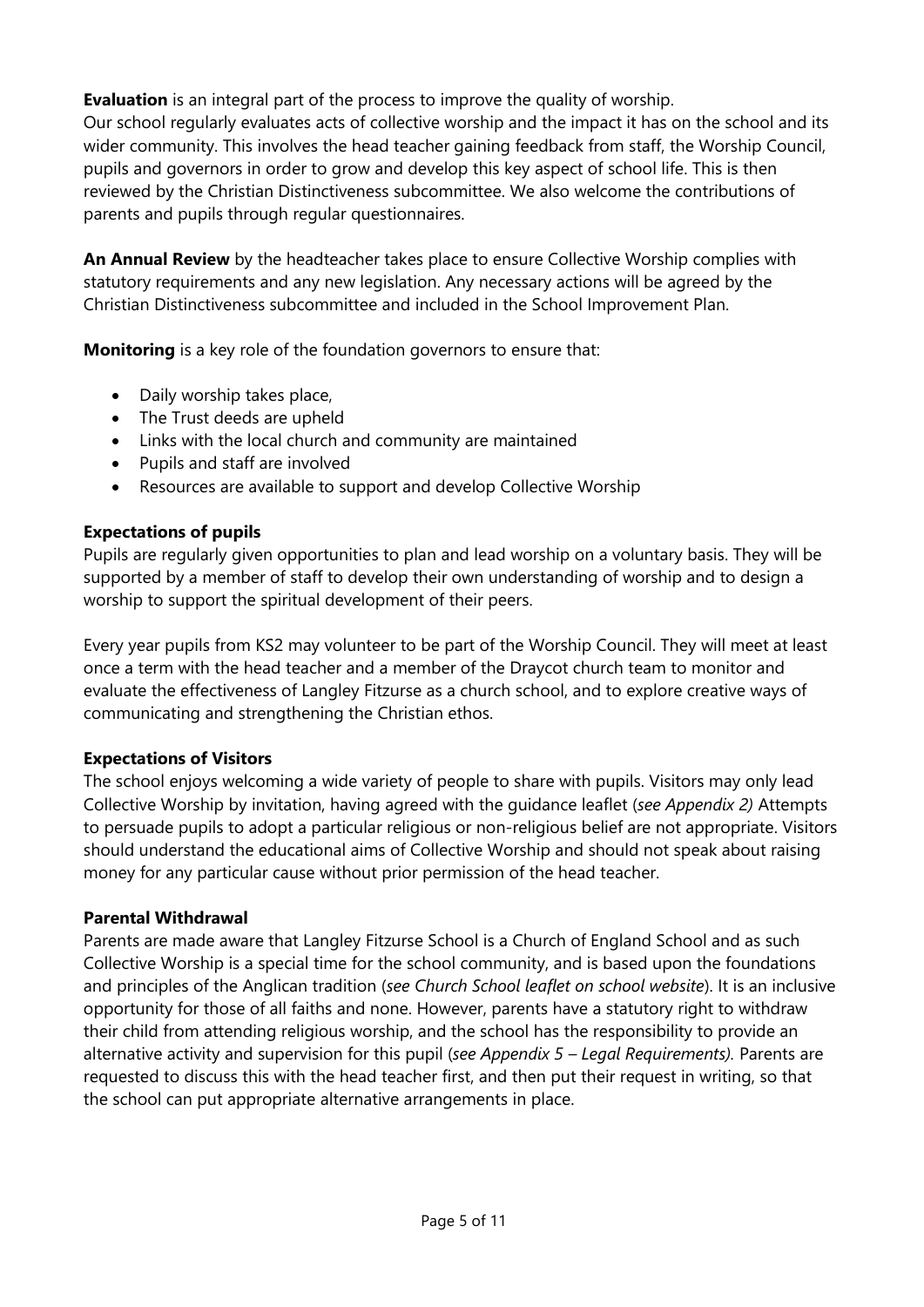**Evaluation** is an integral part of the process to improve the quality of worship.
Our school regularly evaluates acts of collective worship and the impact it has on the school and its wider community. This involves the head teacher gaining feedback from staff, the Worship Council, pupils and governors in order to grow and develop this key aspect of school life. This is then reviewed by the Christian Distinctiveness subcommittee. We also welcome the contributions of parents and pupils through regular questionnaires.

**An Annual Review** by the headteacher takes place to ensure Collective Worship complies with statutory requirements and any new legislation. Any necessary actions will be agreed by the Christian Distinctiveness subcommittee and included in the School Improvement Plan.

**Monitoring** is a key role of the foundation governors to ensure that:

- Daily worship takes place,
- The Trust deeds are upheld
- Links with the local church and community are maintained
- Pupils and staff are involved
- Resources are available to support and develop Collective Worship

**Expectations of pupils**
Pupils are regularly given opportunities to plan and lead worship on a voluntary basis. They will be supported by a member of staff to develop their own understanding of worship and to design a worship to support the spiritual development of their peers.

Every year pupils from KS2 may volunteer to be part of the Worship Council. They will meet at least once a term with the head teacher and a member of the Draycot church team to monitor and evaluate the effectiveness of Langley Fitzurse as a church school, and to explore creative ways of communicating and strengthening the Christian ethos.

**Expectations of Visitors**
The school enjoys welcoming a wide variety of people to share with pupils. Visitors may only lead Collective Worship by invitation, having agreed with the guidance leaflet (*see Appendix 2)* Attempts to persuade pupils to adopt a particular religious or non-religious belief are not appropriate. Visitors should understand the educational aims of Collective Worship and should not speak about raising money for any particular cause without prior permission of the head teacher.

**Parental Withdrawal**
Parents are made aware that Langley Fitzurse School is a Church of England School and as such Collective Worship is a special time for the school community, and is based upon the foundations and principles of the Anglican tradition (*see Church School leaflet on school website*). It is an inclusive opportunity for those of all faiths and none. However, parents have a statutory right to withdraw their child from attending religious worship, and the school has the responsibility to provide an alternative activity and supervision for this pupil (*see Appendix 5 – Legal Requirements).* Parents are requested to discuss this with the head teacher first, and then put their request in writing, so that the school can put appropriate alternative arrangements in place.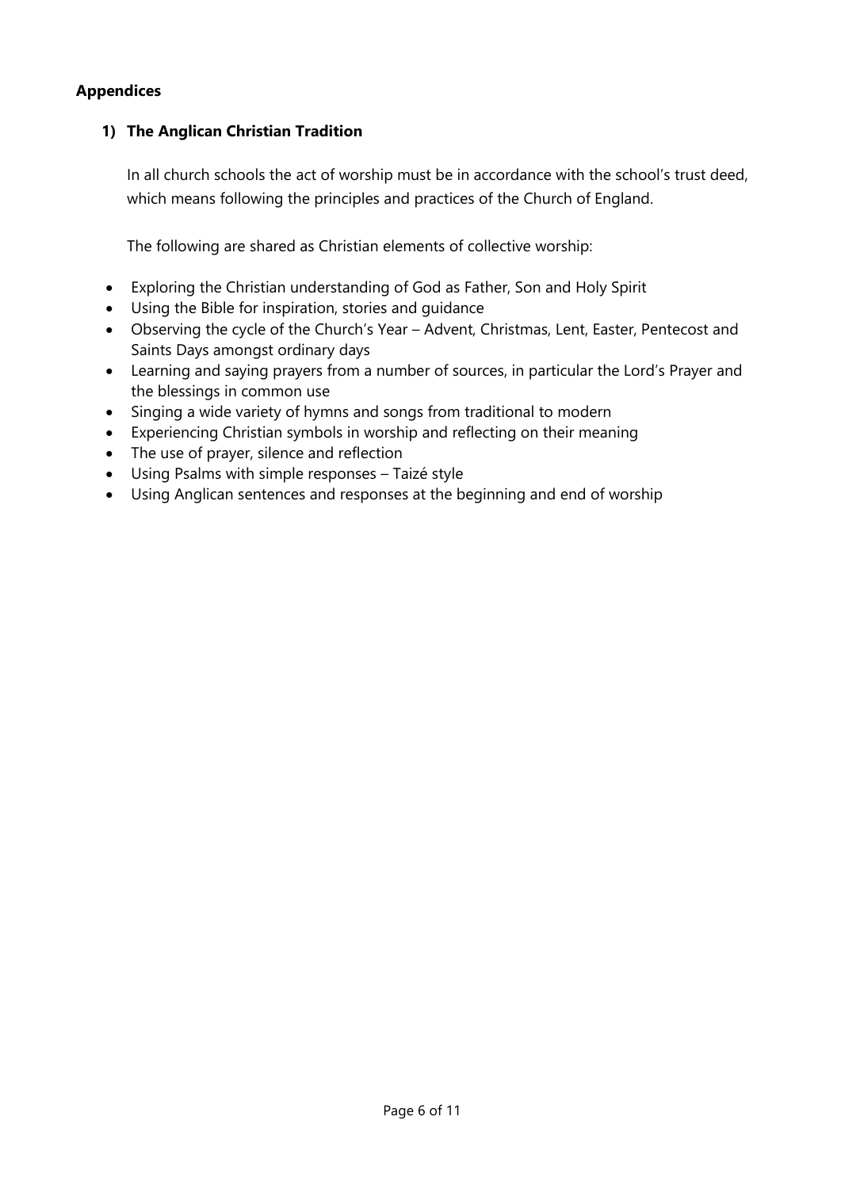## Appendices

### 1) The Anglican Christian Tradition

In all church schools the act of worship must be in accordance with the school's trust deed, which means following the principles and practices of the Church of England.

The following are shared as Christian elements of collective worship:

- Exploring the Christian understanding of God as Father, Son and Holy Spirit
- Using the Bible for inspiration, stories and guidance
- Observing the cycle of the Church's Year – Advent, Christmas, Lent, Easter, Pentecost and Saints Days amongst ordinary days
- Learning and saying prayers from a number of sources, in particular the Lord's Prayer and the blessings in common use
- Singing a wide variety of hymns and songs from traditional to modern
- Experiencing Christian symbols in worship and reflecting on their meaning
- The use of prayer, silence and reflection
- Using Psalms with simple responses – Taizé style
- Using Anglican sentences and responses at the beginning and end of worship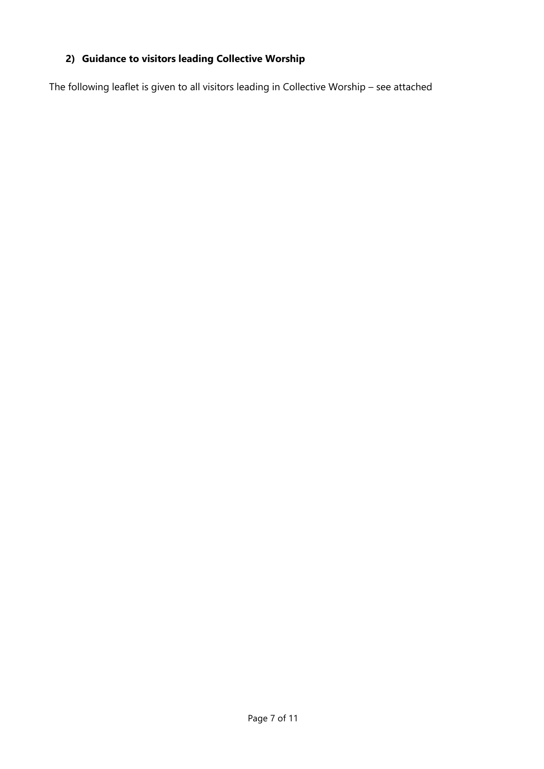## 2) Guidance to visitors leading Collective Worship

The following leaflet is given to all visitors leading in Collective Worship – see attached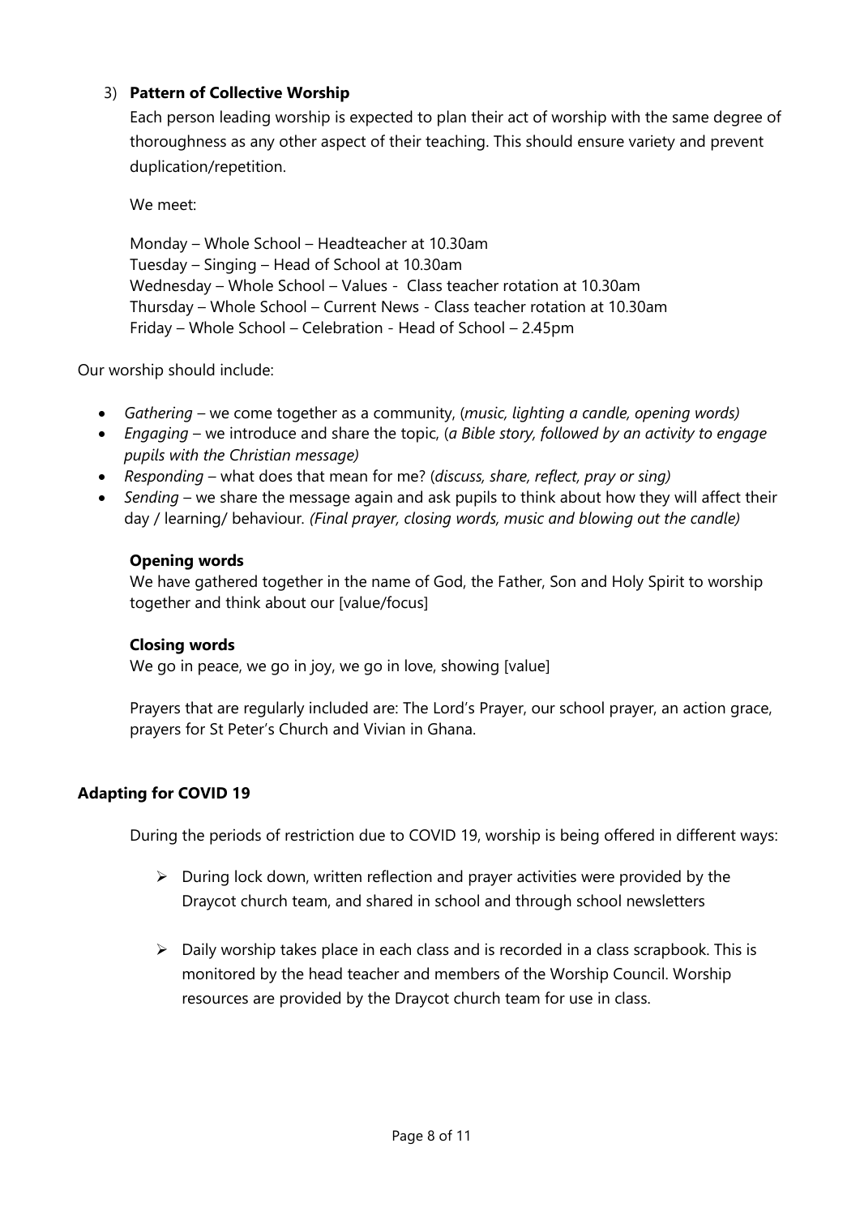3) **Pattern of Collective Worship**

Each person leading worship is expected to plan their act of worship with the same degree of thoroughness as any other aspect of their teaching. This should ensure variety and prevent duplication/repetition.

We meet:

Monday – Whole School – Headteacher at 10.30am
Tuesday – Singing – Head of School at 10.30am
Wednesday – Whole School – Values - Class teacher rotation at 10.30am
Thursday – Whole School – Current News - Class teacher rotation at 10.30am
Friday – Whole School – Celebration - Head of School – 2.45pm

Our worship should include:

- *Gathering* – we come together as a community, (*music, lighting a candle, opening words)*
- *Engaging* – we introduce and share the topic, (*a Bible story, followed by an activity to engage pupils with the Christian message)*
- *Responding* – what does that mean for me? (*discuss, share, reflect, pray or sing)*
- *Sending* – we share the message again and ask pupils to think about how they will affect their day / learning/ behaviour. *(Final prayer, closing words, music and blowing out the candle)*

**Opening words**

We have gathered together in the name of God, the Father, Son and Holy Spirit to worship together and think about our [value/focus]

**Closing words**

We go in peace, we go in joy, we go in love, showing [value]

Prayers that are regularly included are: The Lord's Prayer, our school prayer, an action grace, prayers for St Peter's Church and Vivian in Ghana.

**Adapting for COVID 19**

During the periods of restriction due to COVID 19, worship is being offered in different ways:

- During lock down, written reflection and prayer activities were provided by the Draycot church team, and shared in school and through school newsletters
- Daily worship takes place in each class and is recorded in a class scrapbook. This is monitored by the head teacher and members of the Worship Council. Worship resources are provided by the Draycot church team for use in class.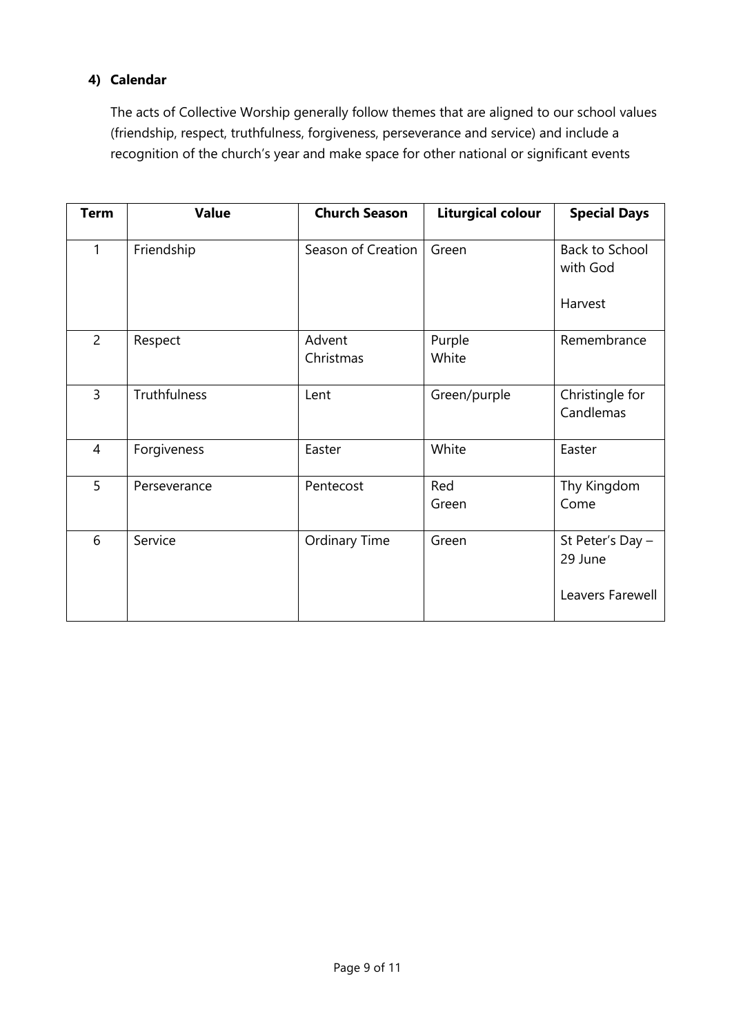#### 4) Calendar

The acts of Collective Worship generally follow themes that are aligned to our school values (friendship, respect, truthfulness, forgiveness, perseverance and service) and include a recognition of the church's year and make space for other national or significant events

| Term | Value | Church Season | Liturgical colour | Special Days |
|---|---|---|---|---|
| 1 | Friendship | Season of Creation | Green | Back to School with God<br><br>Harvest |
| 2 | Respect | Advent<br>Christmas | Purple<br>White | Remembrance |
| 3 | Truthfulness | Lent | Green/purple | Christingle for Candlemas |
| 4 | Forgiveness | Easter | White | Easter |
| 5 | Perseverance | Pentecost | Red<br>Green | Thy Kingdom Come |
| 6 | Service | Ordinary Time | Green | St Peter's Day – 29 June<br><br>Leavers Farewell |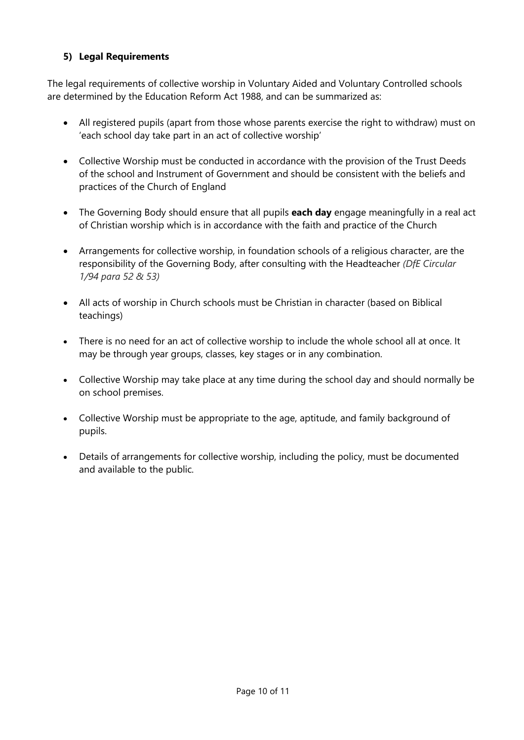## 5) Legal Requirements

The legal requirements of collective worship in Voluntary Aided and Voluntary Controlled schools are determined by the Education Reform Act 1988, and can be summarized as:

- All registered pupils (apart from those whose parents exercise the right to withdraw) must on 'each school day take part in an act of collective worship'
- Collective Worship must be conducted in accordance with the provision of the Trust Deeds of the school and Instrument of Government and should be consistent with the beliefs and practices of the Church of England
- The Governing Body should ensure that all pupils **each day** engage meaningfully in a real act of Christian worship which is in accordance with the faith and practice of the Church
- Arrangements for collective worship, in foundation schools of a religious character, are the responsibility of the Governing Body, after consulting with the Headteacher *(DfE Circular 1/94 para 52 & 53)*
- All acts of worship in Church schools must be Christian in character (based on Biblical teachings)
- There is no need for an act of collective worship to include the whole school all at once. It may be through year groups, classes, key stages or in any combination.
- Collective Worship may take place at any time during the school day and should normally be on school premises.
- Collective Worship must be appropriate to the age, aptitude, and family background of pupils.
- Details of arrangements for collective worship, including the policy, must be documented and available to the public.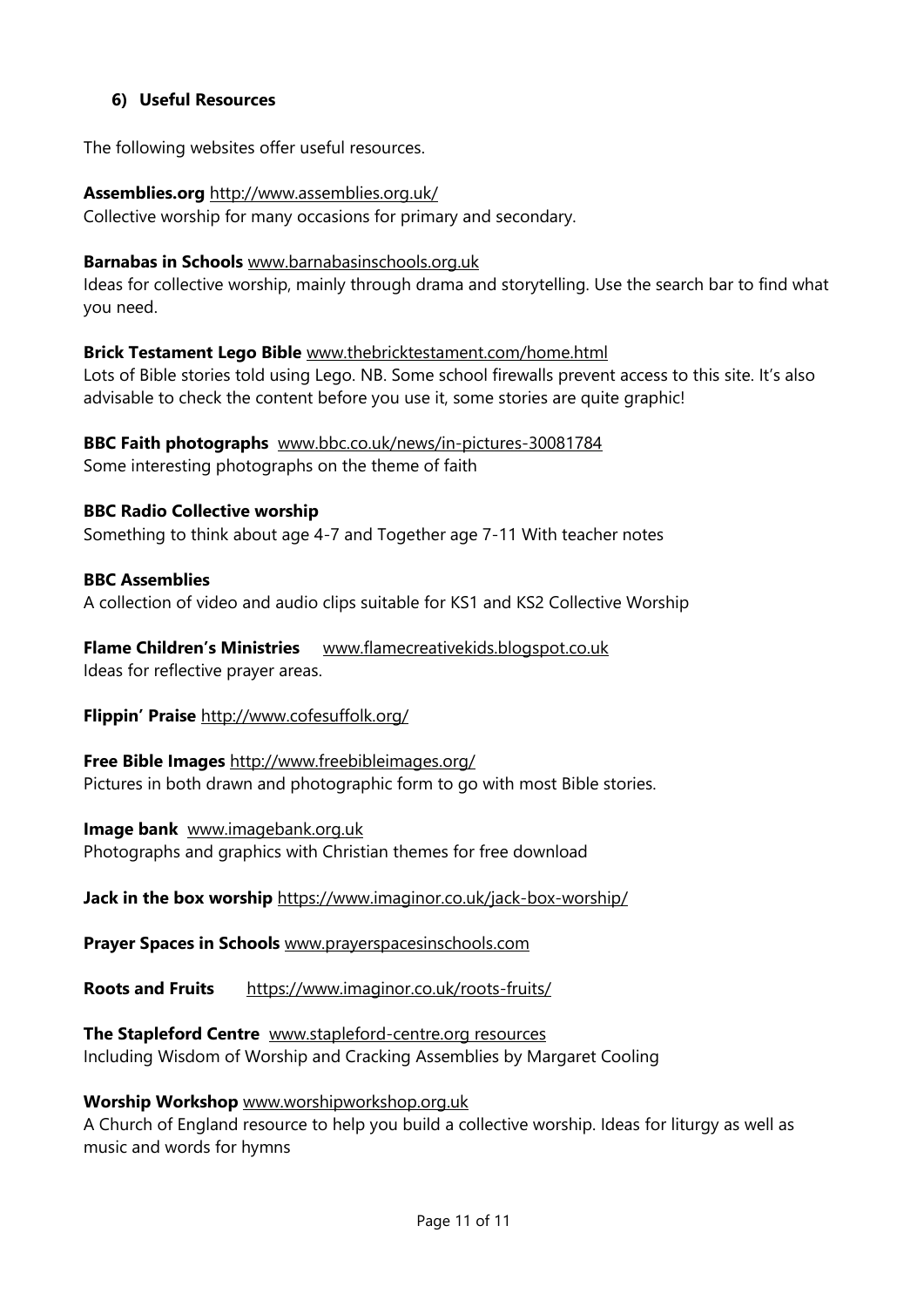### 6) Useful Resources

The following websites offer useful resources.

**Assemblies.org** http://www.assemblies.org.uk/
Collective worship for many occasions for primary and secondary.

**Barnabas in Schools** www.barnabasinschools.org.uk
Ideas for collective worship, mainly through drama and storytelling. Use the search bar to find what you need.

**Brick Testament Lego Bible** www.thebricktestament.com/home.html
Lots of Bible stories told using Lego. NB. Some school firewalls prevent access to this site. It's also advisable to check the content before you use it, some stories are quite graphic!

**BBC Faith photographs** www.bbc.co.uk/news/in-pictures-30081784
Some interesting photographs on the theme of faith

**BBC Radio Collective worship**
Something to think about age 4-7 and Together age 7-11 With teacher notes

**BBC Assemblies**
A collection of video and audio clips suitable for KS1 and KS2 Collective Worship

**Flame Children's Ministries** www.flamecreativekids.blogspot.co.uk
Ideas for reflective prayer areas.

**Flippin' Praise** http://www.cofesuffolk.org/

**Free Bible Images** http://www.freebibleimages.org/
Pictures in both drawn and photographic form to go with most Bible stories.

**Image bank** www.imagebank.org.uk
Photographs and graphics with Christian themes for free download

**Jack in the box worship** https://www.imaginor.co.uk/jack-box-worship/

**Prayer Spaces in Schools** www.prayerspacesinschools.com

**Roots and Fruits** https://www.imaginor.co.uk/roots-fruits/

**The Stapleford Centre** www.stapleford-centre.org resources
Including Wisdom of Worship and Cracking Assemblies by Margaret Cooling

**Worship Workshop** www.worshipworkshop.org.uk
A Church of England resource to help you build a collective worship. Ideas for liturgy as well as music and words for hymns